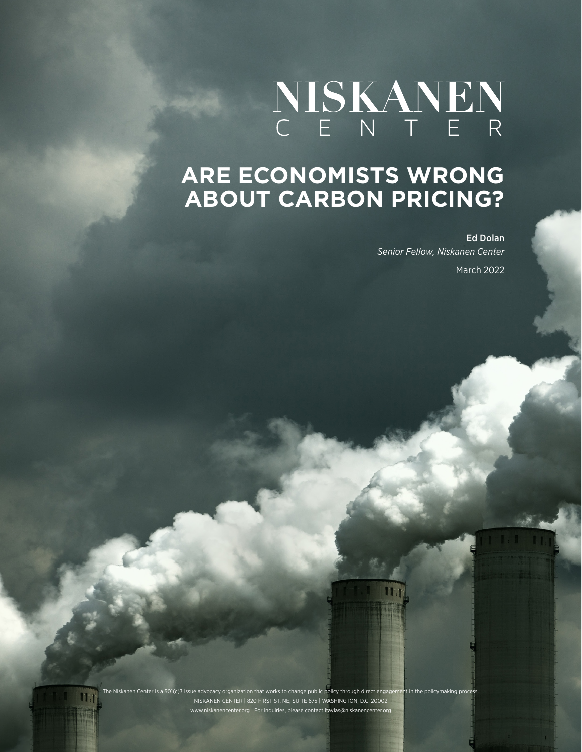# NISKANEN CENTER

# ARE ECONOMISTS WRONG ABOUT CARBON PRICING?

**Ed Dolan**
*Senior Fellow, Niskanen Center*

March 2022

The Niskanen Center is a 501(c)3 issue advocacy organization that works to change public policy through direct engagement in the policymaking process.
NISKANEN CENTER | 820 FIRST ST. NE, SUITE 675 | WASHINGTON, D.C. 20002
www.niskanencenter.org | For inquiries, please contact ltavlas@niskanencenter.org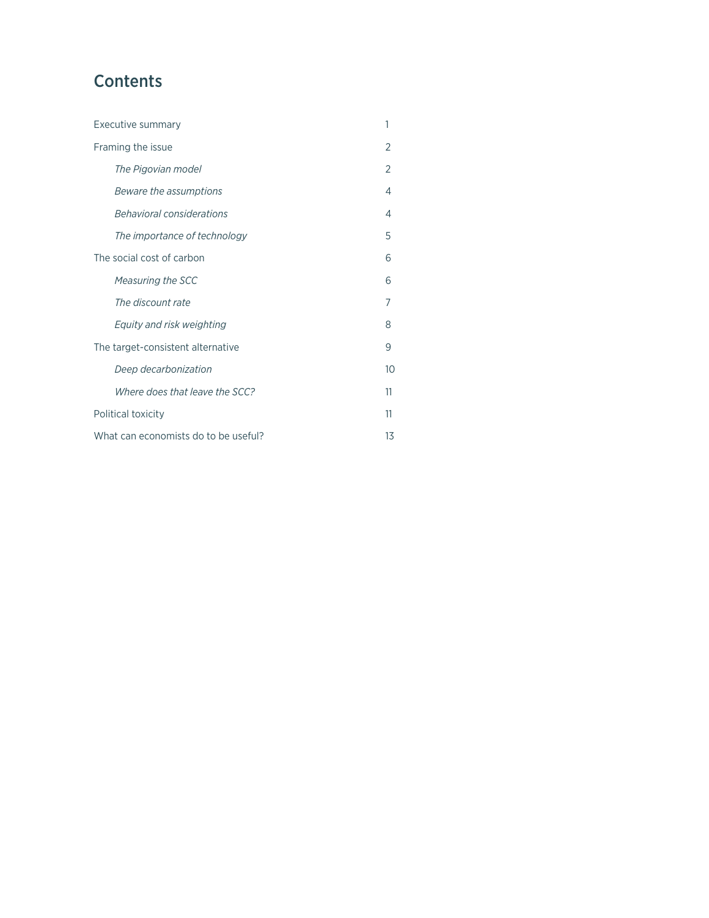# Contents

| | |
|---|---|
| Executive summary | 1 |
| Framing the issue | 2 |
| *The Pigovian model* | 2 |
| *Beware the assumptions* | 4 |
| *Behavioral considerations* | 4 |
| *The importance of technology* | 5 |
| The social cost of carbon | 6 |
| *Measuring the SCC* | 6 |
| *The discount rate* | 7 |
| *Equity and risk weighting* | 8 |
| The target-consistent alternative | 9 |
| *Deep decarbonization* | 10 |
| *Where does that leave the SCC?* | 11 |
| Political toxicity | 11 |
| What can economists do to be useful? | 13 |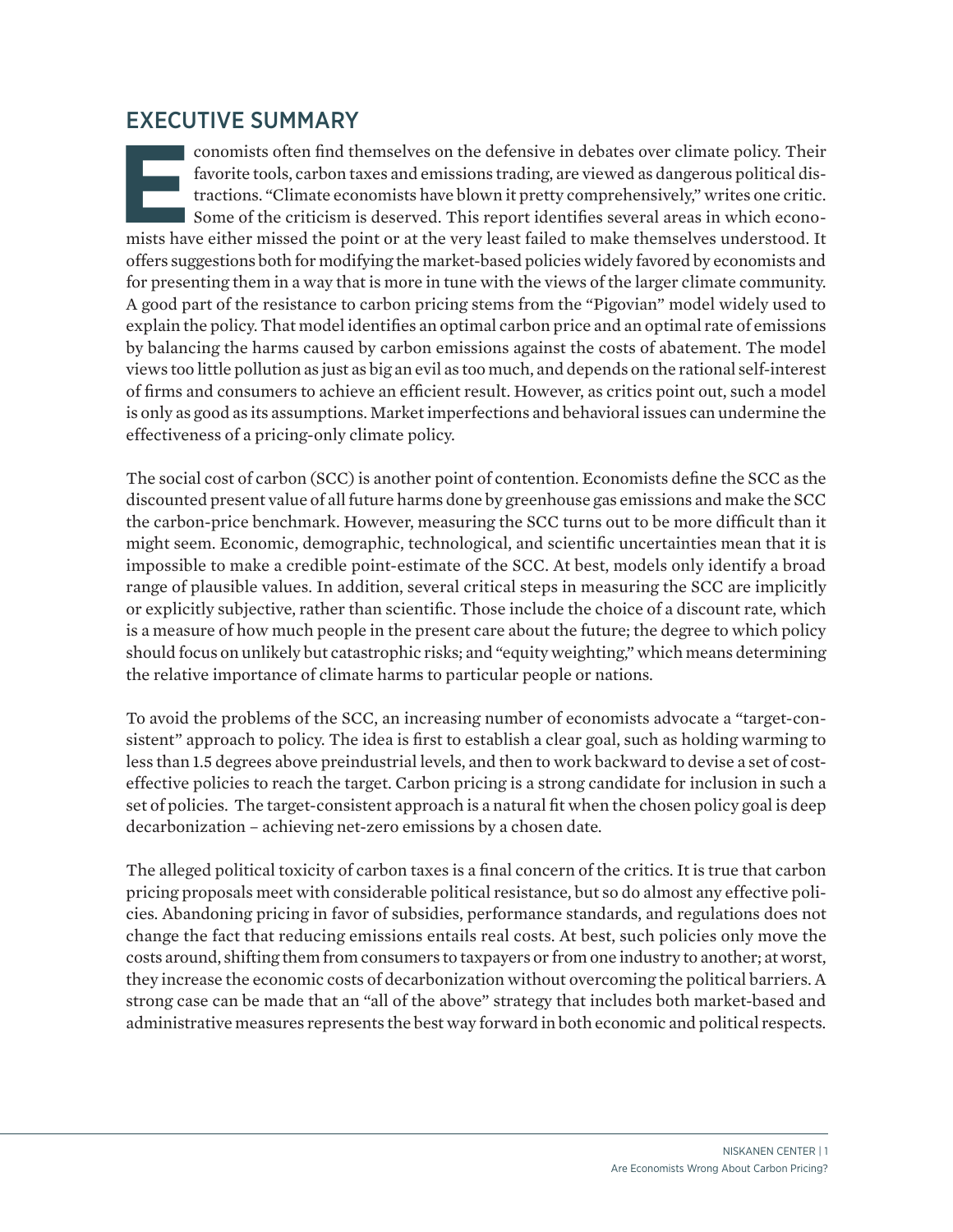## EXECUTIVE SUMMARY

Economists often find themselves on the defensive in debates over climate policy. Their favorite tools, carbon taxes and emissions trading, are viewed as dangerous political distractions. "Climate economists have blown it pretty comprehensively," writes one critic. Some of the criticism is deserved. This report identifies several areas in which economists have either missed the point or at the very least failed to make themselves understood. It offers suggestions both for modifying the market-based policies widely favored by economists and for presenting them in a way that is more in tune with the views of the larger climate community. A good part of the resistance to carbon pricing stems from the "Pigovian" model widely used to explain the policy. That model identifies an optimal carbon price and an optimal rate of emissions by balancing the harms caused by carbon emissions against the costs of abatement. The model views too little pollution as just as big an evil as too much, and depends on the rational self-interest of firms and consumers to achieve an efficient result. However, as critics point out, such a model is only as good as its assumptions. Market imperfections and behavioral issues can undermine the effectiveness of a pricing-only climate policy.

The social cost of carbon (SCC) is another point of contention. Economists define the SCC as the discounted present value of all future harms done by greenhouse gas emissions and make the SCC the carbon-price benchmark. However, measuring the SCC turns out to be more difficult than it might seem. Economic, demographic, technological, and scientific uncertainties mean that it is impossible to make a credible point-estimate of the SCC. At best, models only identify a broad range of plausible values. In addition, several critical steps in measuring the SCC are implicitly or explicitly subjective, rather than scientific. Those include the choice of a discount rate, which is a measure of how much people in the present care about the future; the degree to which policy should focus on unlikely but catastrophic risks; and "equity weighting," which means determining the relative importance of climate harms to particular people or nations.

To avoid the problems of the SCC, an increasing number of economists advocate a "target-consistent" approach to policy. The idea is first to establish a clear goal, such as holding warming to less than 1.5 degrees above preindustrial levels, and then to work backward to devise a set of cost-effective policies to reach the target. Carbon pricing is a strong candidate for inclusion in such a set of policies. The target-consistent approach is a natural fit when the chosen policy goal is deep decarbonization – achieving net-zero emissions by a chosen date.

The alleged political toxicity of carbon taxes is a final concern of the critics. It is true that carbon pricing proposals meet with considerable political resistance, but so do almost any effective policies. Abandoning pricing in favor of subsidies, performance standards, and regulations does not change the fact that reducing emissions entails real costs. At best, such policies only move the costs around, shifting them from consumers to taxpayers or from one industry to another; at worst, they increase the economic costs of decarbonization without overcoming the political barriers. A strong case can be made that an "all of the above" strategy that includes both market-based and administrative measures represents the best way forward in both economic and political respects.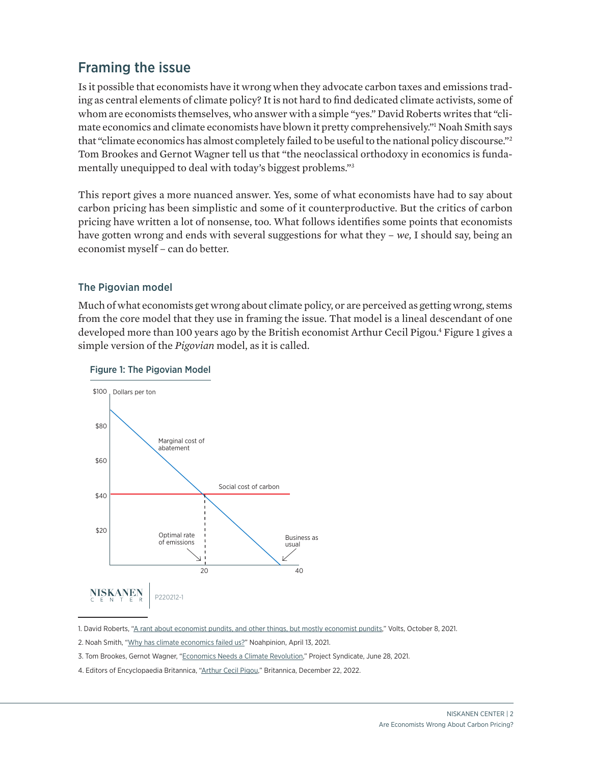## Framing the issue

Is it possible that economists have it wrong when they advocate carbon taxes and emissions trading as central elements of climate policy? It is not hard to find dedicated climate activists, some of whom are economists themselves, who answer with a simple "yes." David Roberts writes that "climate economics and climate economists have blown it pretty comprehensively."[1] Noah Smith says that "climate economics has almost completely failed to be useful to the national policy discourse."[2] Tom Brookes and Gernot Wagner tell us that "the neoclassical orthodoxy in economics is fundamentally unequipped to deal with today's biggest problems."[3]

This report gives a more nuanced answer. Yes, some of what economists have had to say about carbon pricing has been simplistic and some of it counterproductive. But the critics of carbon pricing have written a lot of nonsense, too. What follows identifies some points that economists have gotten wrong and ends with several suggestions for what they – *we,* I should say, being an economist myself – can do better.

### The Pigovian model

Much of what economists get wrong about climate policy, or are perceived as getting wrong, stems from the core model that they use in framing the issue. That model is a lineal descendant of one developed more than 100 years ago by the British economist Arthur Cecil Pigou.[4] Figure 1 gives a simple version of the *Pigovian* model, as it is called.

**Figure 1: The Pigovian Model**

$100 Dollars per ton

$80

Marginal cost of abatement

$60

Social cost of carbon

$40

$20

Optimal rate of emissions

Business as usual

20

40

P220212-1

1. David Roberts, "A rant about economist pundits, and other things, but mostly economist pundits," Volts, October 8, 2021.

2. Noah Smith, "Why has climate economics failed us?" Noahpinion, April 13, 2021.

3. Tom Brookes, Gernot Wagner, "Economics Needs a Climate Revolution," Project Syndicate, June 28, 2021.

4. Editors of Encyclopaedia Britannica, "Arthur Cecil Pigou," Britannica, December 22, 2022.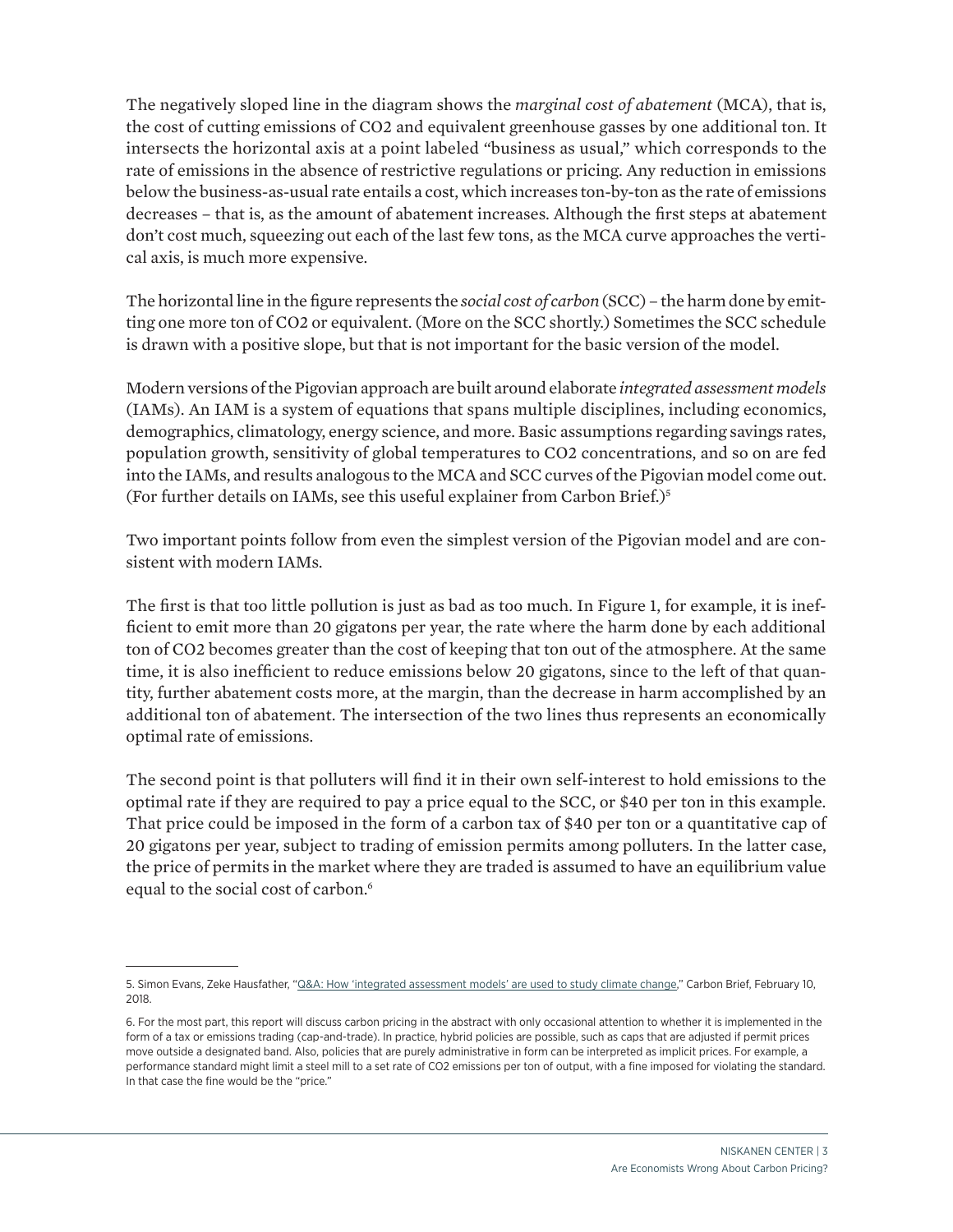The negatively sloped line in the diagram shows the *marginal cost of abatement* (MCA), that is, the cost of cutting emissions of $CO_2$ and equivalent greenhouse gasses by one additional ton. It intersects the horizontal axis at a point labeled "business as usual," which corresponds to the rate of emissions in the absence of restrictive regulations or pricing. Any reduction in emissions below the business-as-usual rate entails a cost, which increases ton-by-ton as the rate of emissions decreases – that is, as the amount of abatement increases. Although the first steps at abatement don't cost much, squeezing out each of the last few tons, as the MCA curve approaches the vertical axis, is much more expensive.

The horizontal line in the figure represents the *social cost of carbon* (SCC) – the harm done by emitting one more ton of $CO_2$ or equivalent. (More on the SCC shortly.) Sometimes the SCC schedule is drawn with a positive slope, but that is not important for the basic version of the model.

Modern versions of the Pigovian approach are built around elaborate *integrated assessment models* (IAMs). An IAM is a system of equations that spans multiple disciplines, including economics, demographics, climatology, energy science, and more. Basic assumptions regarding savings rates, population growth, sensitivity of global temperatures to $CO_2$ concentrations, and so on are fed into the IAMs, and results analogous to the MCA and SCC curves of the Pigovian model come out. (For further details on IAMs, see this useful explainer from Carbon Brief.)[5]

Two important points follow from even the simplest version of the Pigovian model and are consistent with modern IAMs.

The first is that too little pollution is just as bad as too much. In Figure 1, for example, it is inefficient to emit more than 20 gigatons per year, the rate where the harm done by each additional ton of $CO_2$ becomes greater than the cost of keeping that ton out of the atmosphere. At the same time, it is also inefficient to reduce emissions below 20 gigatons, since to the left of that quantity, further abatement costs more, at the margin, than the decrease in harm accomplished by an additional ton of abatement. The intersection of the two lines thus represents an economically optimal rate of emissions.

The second point is that polluters will find it in their own self-interest to hold emissions to the optimal rate if they are required to pay a price equal to the SCC, or $40 per ton in this example. That price could be imposed in the form of a carbon tax of $40 per ton or a quantitative cap of 20 gigatons per year, subject to trading of emission permits among polluters. In the latter case, the price of permits in the market where they are traded is assumed to have an equilibrium value equal to the social cost of carbon.[6]

---

5. Simon Evans, Zeke Hausfather, "Q&A: How 'integrated assessment models' are used to study climate change," Carbon Brief, February 10, 2018.

6. For the most part, this report will discuss carbon pricing in the abstract with only occasional attention to whether it is implemented in the form of a tax or emissions trading (cap-and-trade). In practice, hybrid policies are possible, such as caps that are adjusted if permit prices move outside a designated band. Also, policies that are purely administrative in form can be interpreted as implicit prices. For example, a performance standard might limit a steel mill to a set rate of $CO_2$ emissions per ton of output, with a fine imposed for violating the standard. In that case the fine would be the "price."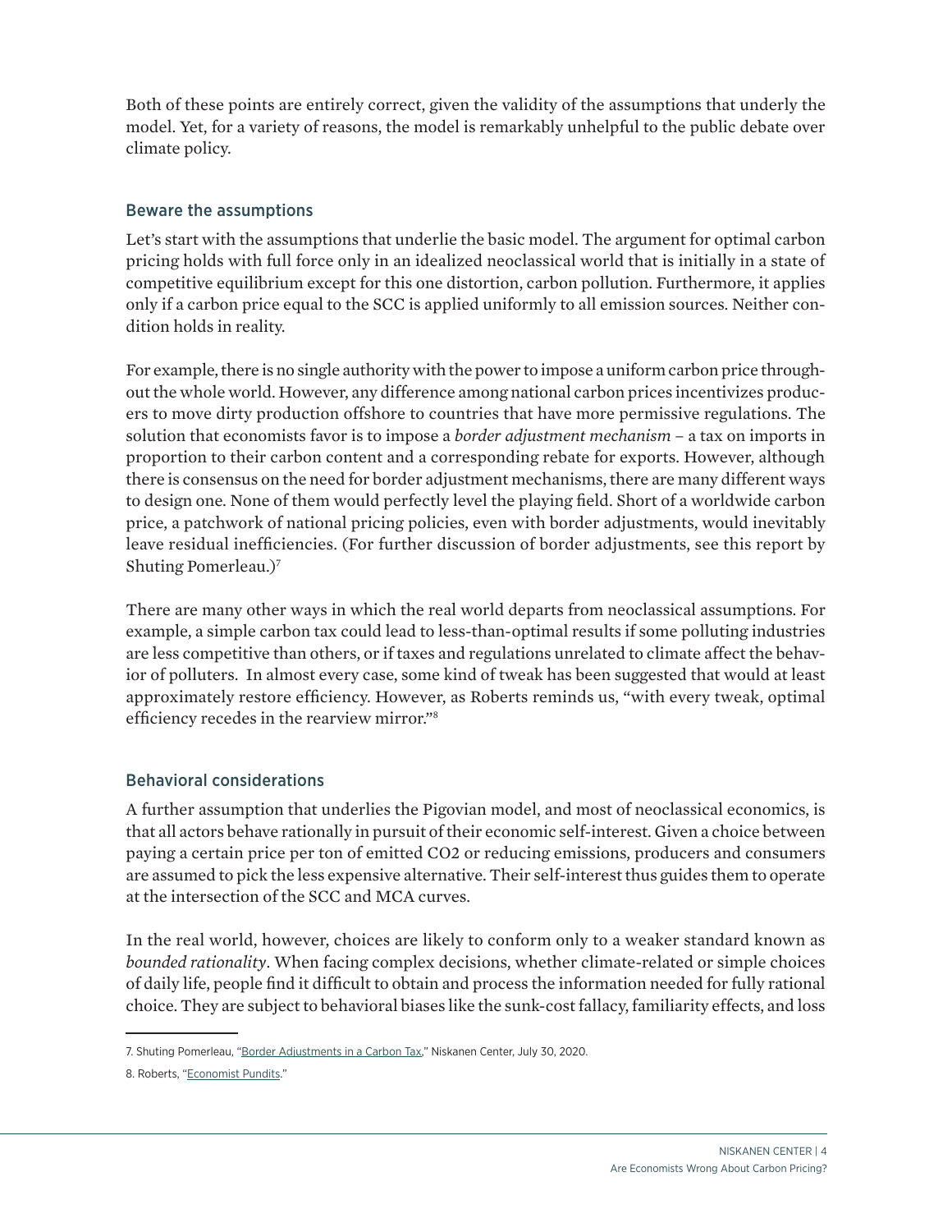Both of these points are entirely correct, given the validity of the assumptions that underly the model. Yet, for a variety of reasons, the model is remarkably unhelpful to the public debate over climate policy.

## Beware the assumptions

Let's start with the assumptions that underlie the basic model. The argument for optimal carbon pricing holds with full force only in an idealized neoclassical world that is initially in a state of competitive equilibrium except for this one distortion, carbon pollution. Furthermore, it applies only if a carbon price equal to the SCC is applied uniformly to all emission sources. Neither condition holds in reality.

For example, there is no single authority with the power to impose a uniform carbon price throughout the whole world. However, any difference among national carbon prices incentivizes producers to move dirty production offshore to countries that have more permissive regulations. The solution that economists favor is to impose a *border adjustment mechanism* – a tax on imports in proportion to their carbon content and a corresponding rebate for exports. However, although there is consensus on the need for border adjustment mechanisms, there are many different ways to design one. None of them would perfectly level the playing field. Short of a worldwide carbon price, a patchwork of national pricing policies, even with border adjustments, would inevitably leave residual inefficiencies. (For further discussion of border adjustments, see this report by Shuting Pomerleau.)[7]

There are many other ways in which the real world departs from neoclassical assumptions. For example, a simple carbon tax could lead to less-than-optimal results if some polluting industries are less competitive than others, or if taxes and regulations unrelated to climate affect the behavior of polluters. In almost every case, some kind of tweak has been suggested that would at least approximately restore efficiency. However, as Roberts reminds us, "with every tweak, optimal efficiency recedes in the rearview mirror."[8]

## Behavioral considerations

A further assumption that underlies the Pigovian model, and most of neoclassical economics, is that all actors behave rationally in pursuit of their economic self-interest. Given a choice between paying a certain price per ton of emitted $CO_2$ or reducing emissions, producers and consumers are assumed to pick the less expensive alternative. Their self-interest thus guides them to operate at the intersection of the SCC and MCA curves.

In the real world, however, choices are likely to conform only to a weaker standard known as *bounded rationality*. When facing complex decisions, whether climate-related or simple choices of daily life, people find it difficult to obtain and process the information needed for fully rational choice. They are subject to behavioral biases like the sunk-cost fallacy, familiarity effects, and loss

---

7. Shuting Pomerleau, "Border Adjustments in a Carbon Tax," Niskanen Center, July 30, 2020.

8. Roberts, "Economist Pundits."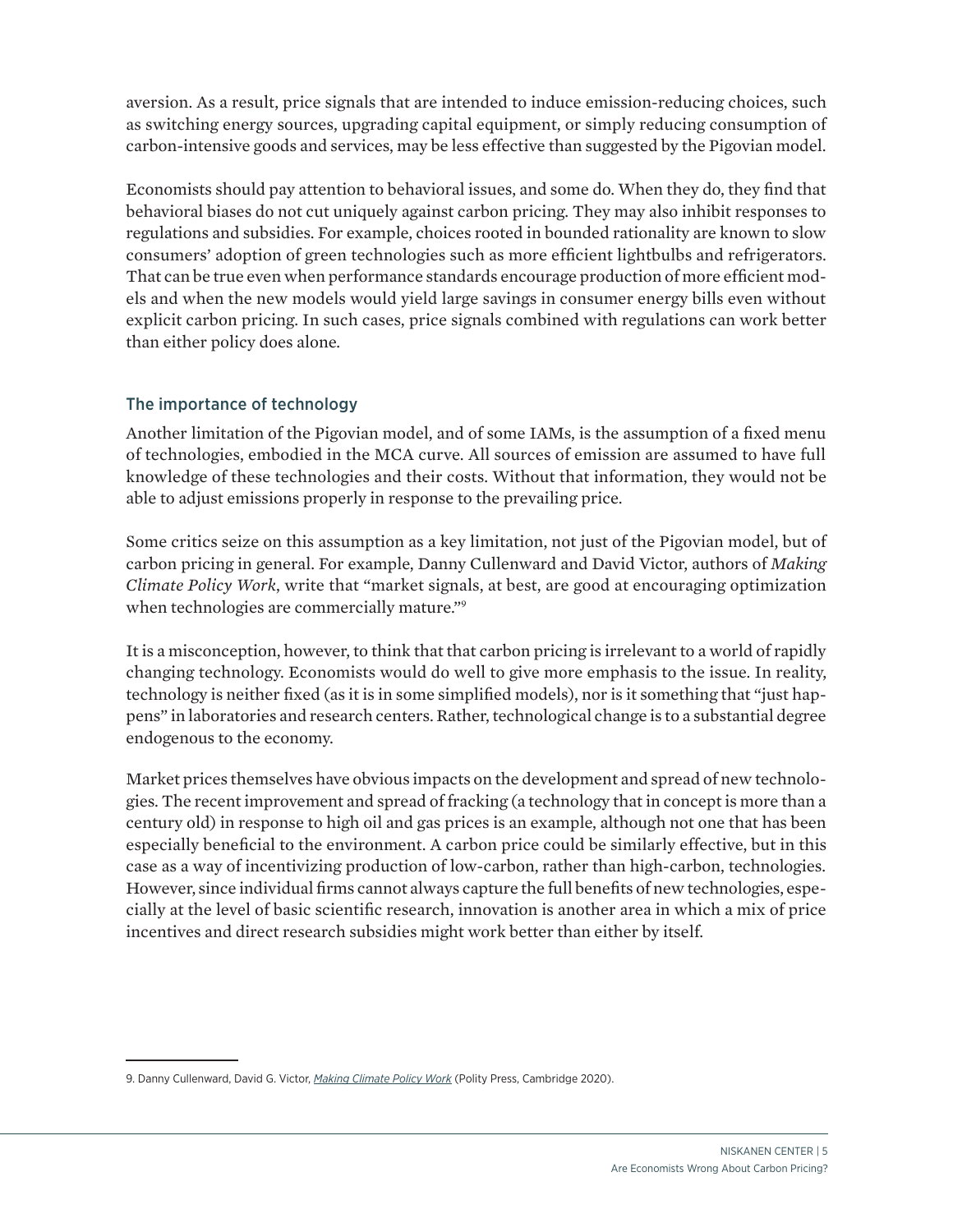aversion. As a result, price signals that are intended to induce emission-reducing choices, such as switching energy sources, upgrading capital equipment, or simply reducing consumption of carbon-intensive goods and services, may be less effective than suggested by the Pigovian model.

Economists should pay attention to behavioral issues, and some do. When they do, they find that behavioral biases do not cut uniquely against carbon pricing. They may also inhibit responses to regulations and subsidies. For example, choices rooted in bounded rationality are known to slow consumers' adoption of green technologies such as more efficient lightbulbs and refrigerators. That can be true even when performance standards encourage production of more efficient models and when the new models would yield large savings in consumer energy bills even without explicit carbon pricing. In such cases, price signals combined with regulations can work better than either policy does alone.

## The importance of technology

Another limitation of the Pigovian model, and of some IAMs, is the assumption of a fixed menu of technologies, embodied in the MCA curve. All sources of emission are assumed to have full knowledge of these technologies and their costs. Without that information, they would not be able to adjust emissions properly in response to the prevailing price.

Some critics seize on this assumption as a key limitation, not just of the Pigovian model, but of carbon pricing in general. For example, Danny Cullenward and David Victor, authors of *Making Climate Policy Work*, write that "market signals, at best, are good at encouraging optimization when technologies are commercially mature."[9]

It is a misconception, however, to think that that carbon pricing is irrelevant to a world of rapidly changing technology. Economists would do well to give more emphasis to the issue. In reality, technology is neither fixed (as it is in some simplified models), nor is it something that "just happens" in laboratories and research centers. Rather, technological change is to a substantial degree endogenous to the economy.

Market prices themselves have obvious impacts on the development and spread of new technologies. The recent improvement and spread of fracking (a technology that in concept is more than a century old) in response to high oil and gas prices is an example, although not one that has been especially beneficial to the environment. A carbon price could be similarly effective, but in this case as a way of incentivizing production of low-carbon, rather than high-carbon, technologies. However, since individual firms cannot always capture the full benefits of new technologies, especially at the level of basic scientific research, innovation is another area in which a mix of price incentives and direct research subsidies might work better than either by itself.

---

9. Danny Cullenward, David G. Victor, *Making Climate Policy Work* (Polity Press, Cambridge 2020).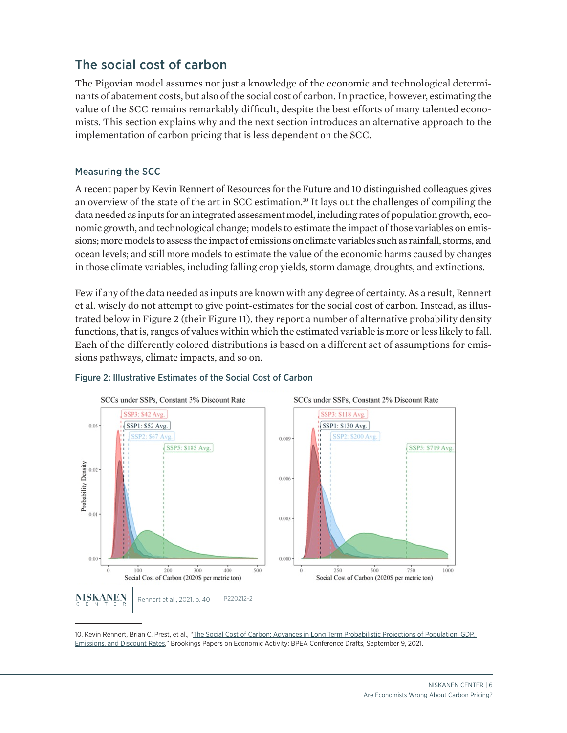## The social cost of carbon

The Pigovian model assumes not just a knowledge of the economic and technological determinants of abatement costs, but also of the social cost of carbon. In practice, however, estimating the value of the SCC remains remarkably difficult, despite the best efforts of many talented economists. This section explains why and the next section introduces an alternative approach to the implementation of carbon pricing that is less dependent on the SCC.

### Measuring the SCC

A recent paper by Kevin Rennert of Resources for the Future and 10 distinguished colleagues gives an overview of the state of the art in SCC estimation.[10] It lays out the challenges of compiling the data needed as inputs for an integrated assessment model, including rates of population growth, economic growth, and technological change; models to estimate the impact of those variables on emissions; more models to assess the impact of emissions on climate variables such as rainfall, storms, and ocean levels; and still more models to estimate the value of the economic harms caused by changes in those climate variables, including falling crop yields, storm damage, droughts, and extinctions.

Few if any of the data needed as inputs are known with any degree of certainty. As a result, Rennert et al. wisely do not attempt to give point-estimates for the social cost of carbon. Instead, as illustrated below in Figure 2 (their Figure 11), they report a number of alternative probability density functions, that is, ranges of values within which the estimated variable is more or less likely to fall. Each of the differently colored distributions is based on a different set of assumptions for emissions pathways, climate impacts, and so on.

**Figure 2: Illustrative Estimates of the Social Cost of Carbon**

SCCs under SSPs, Constant 3% Discount Rate: SSP3: $42 Avg. | SSP1: $52 Avg. | SSP2: $67 Avg. | SSP5: $185 Avg.

SCCs under SSPs, Constant 2% Discount Rate: SSP3: $118 Avg. | SSP1: $130 Avg. | SSP2: $200 Avg. | SSP5: $719 Avg.

Social Cost of Carbon (2020$ per metric ton)

NISKANEN CENTER | Rennert et al., 2021, p. 40 P220212-2

10. Kevin Rennert, Brian C. Prest, et al., "The Social Cost of Carbon: Advances in Long Term Probabilistic Projections of Population, GDP, Emissions, and Discount Rates," Brookings Papers on Economic Activity: BPEA Conference Drafts, September 9, 2021.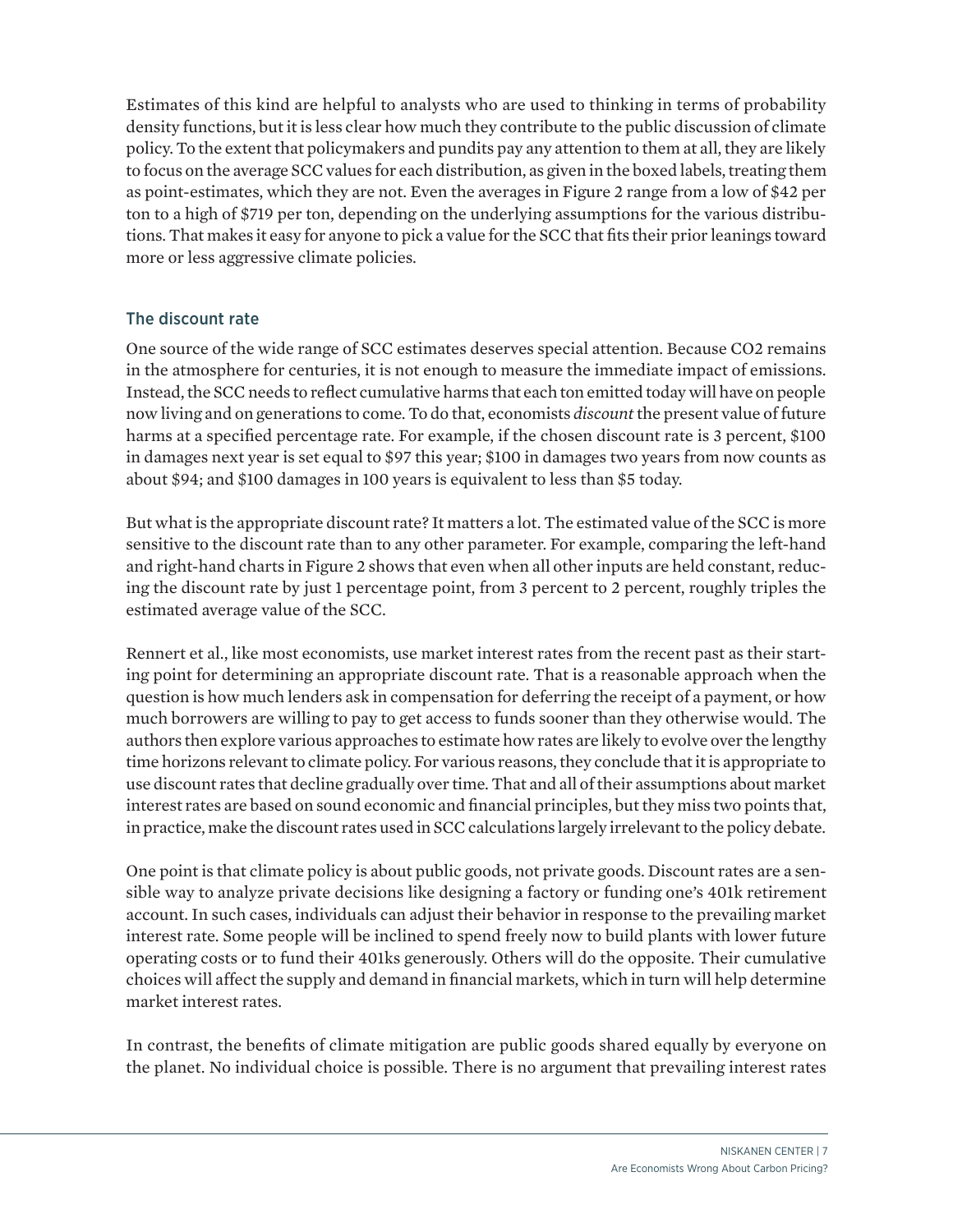Estimates of this kind are helpful to analysts who are used to thinking in terms of probability density functions, but it is less clear how much they contribute to the public discussion of climate policy. To the extent that policymakers and pundits pay any attention to them at all, they are likely to focus on the average SCC values for each distribution, as given in the boxed labels, treating them as point-estimates, which they are not. Even the averages in Figure 2 range from a low of $42 per ton to a high of $719 per ton, depending on the underlying assumptions for the various distributions. That makes it easy for anyone to pick a value for the SCC that fits their prior leanings toward more or less aggressive climate policies.

## The discount rate

One source of the wide range of SCC estimates deserves special attention. Because CO2 remains in the atmosphere for centuries, it is not enough to measure the immediate impact of emissions. Instead, the SCC needs to reflect cumulative harms that each ton emitted today will have on people now living and on generations to come. To do that, economists *discount* the present value of future harms at a specified percentage rate. For example, if the chosen discount rate is 3 percent, $100 in damages next year is set equal to $97 this year; $100 in damages two years from now counts as about $94; and $100 damages in 100 years is equivalent to less than $5 today.

But what is the appropriate discount rate? It matters a lot. The estimated value of the SCC is more sensitive to the discount rate than to any other parameter. For example, comparing the left-hand and right-hand charts in Figure 2 shows that even when all other inputs are held constant, reducing the discount rate by just 1 percentage point, from 3 percent to 2 percent, roughly triples the estimated average value of the SCC.

Rennert et al., like most economists, use market interest rates from the recent past as their starting point for determining an appropriate discount rate. That is a reasonable approach when the question is how much lenders ask in compensation for deferring the receipt of a payment, or how much borrowers are willing to pay to get access to funds sooner than they otherwise would. The authors then explore various approaches to estimate how rates are likely to evolve over the lengthy time horizons relevant to climate policy. For various reasons, they conclude that it is appropriate to use discount rates that decline gradually over time. That and all of their assumptions about market interest rates are based on sound economic and financial principles, but they miss two points that, in practice, make the discount rates used in SCC calculations largely irrelevant to the policy debate.

One point is that climate policy is about public goods, not private goods. Discount rates are a sensible way to analyze private decisions like designing a factory or funding one's 401k retirement account. In such cases, individuals can adjust their behavior in response to the prevailing market interest rate. Some people will be inclined to spend freely now to build plants with lower future operating costs or to fund their 401ks generously. Others will do the opposite. Their cumulative choices will affect the supply and demand in financial markets, which in turn will help determine market interest rates.

In contrast, the benefits of climate mitigation are public goods shared equally by everyone on the planet. No individual choice is possible. There is no argument that prevailing interest rates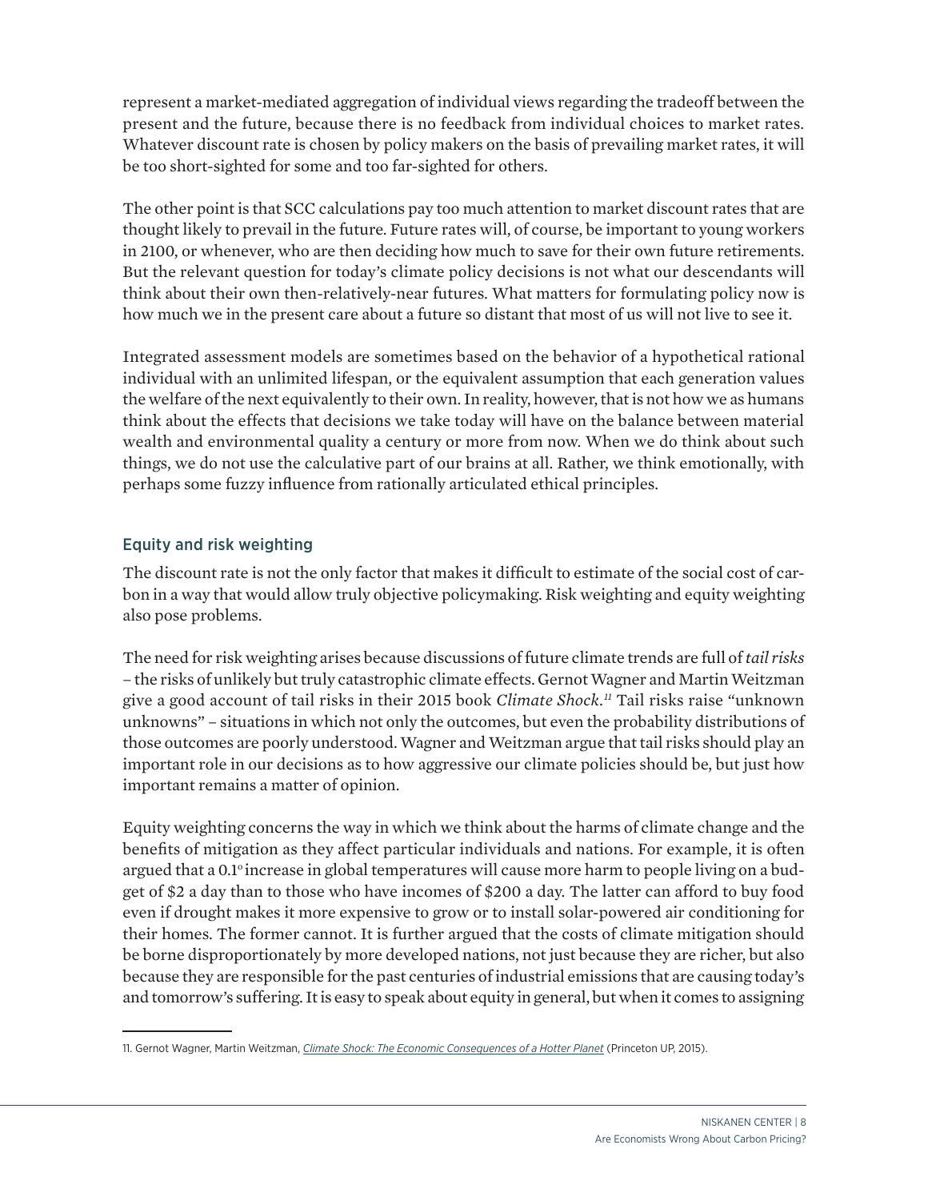represent a market-mediated aggregation of individual views regarding the tradeoff between the present and the future, because there is no feedback from individual choices to market rates. Whatever discount rate is chosen by policy makers on the basis of prevailing market rates, it will be too short-sighted for some and too far-sighted for others.

The other point is that SCC calculations pay too much attention to market discount rates that are thought likely to prevail in the future. Future rates will, of course, be important to young workers in 2100, or whenever, who are then deciding how much to save for their own future retirements. But the relevant question for today's climate policy decisions is not what our descendants will think about their own then-relatively-near futures. What matters for formulating policy now is how much we in the present care about a future so distant that most of us will not live to see it.

Integrated assessment models are sometimes based on the behavior of a hypothetical rational individual with an unlimited lifespan, or the equivalent assumption that each generation values the welfare of the next equivalently to their own. In reality, however, that is not how we as humans think about the effects that decisions we take today will have on the balance between material wealth and environmental quality a century or more from now. When we do think about such things, we do not use the calculative part of our brains at all. Rather, we think emotionally, with perhaps some fuzzy influence from rationally articulated ethical principles.

### Equity and risk weighting

The discount rate is not the only factor that makes it difficult to estimate of the social cost of carbon in a way that would allow truly objective policymaking. Risk weighting and equity weighting also pose problems.

The need for risk weighting arises because discussions of future climate trends are full of *tail risks* – the risks of unlikely but truly catastrophic climate effects. Gernot Wagner and Martin Weitzman give a good account of tail risks in their 2015 book *Climate Shock*.[11] Tail risks raise "unknown unknowns" – situations in which not only the outcomes, but even the probability distributions of those outcomes are poorly understood. Wagner and Weitzman argue that tail risks should play an important role in our decisions as to how aggressive our climate policies should be, but just how important remains a matter of opinion.

Equity weighting concerns the way in which we think about the harms of climate change and the benefits of mitigation as they affect particular individuals and nations. For example, it is often argued that a 0.1° increase in global temperatures will cause more harm to people living on a budget of $2 a day than to those who have incomes of $200 a day. The latter can afford to buy food even if drought makes it more expensive to grow or to install solar-powered air conditioning for their homes. The former cannot. It is further argued that the costs of climate mitigation should be borne disproportionately by more developed nations, not just because they are richer, but also because they are responsible for the past centuries of industrial emissions that are causing today's and tomorrow's suffering. It is easy to speak about equity in general, but when it comes to assigning

11. Gernot Wagner, Martin Weitzman, *Climate Shock: The Economic Consequences of a Hotter Planet* (Princeton UP, 2015).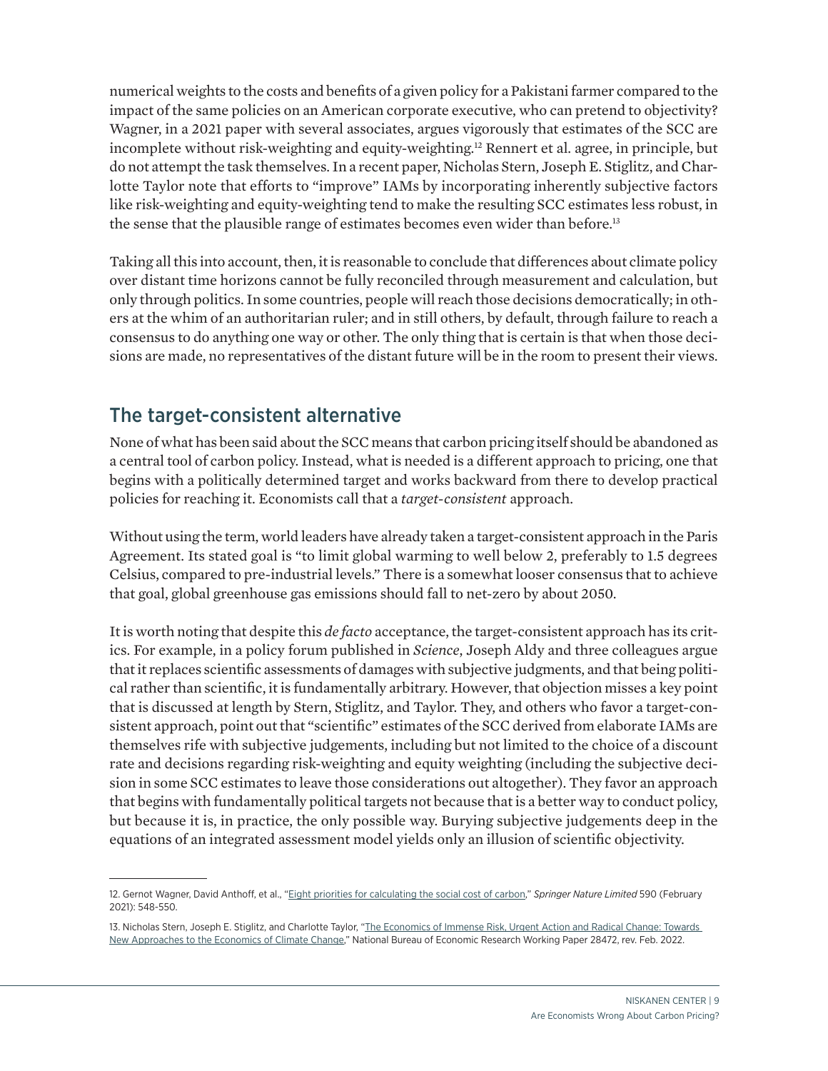numerical weights to the costs and benefits of a given policy for a Pakistani farmer compared to the impact of the same policies on an American corporate executive, who can pretend to objectivity? Wagner, in a 2021 paper with several associates, argues vigorously that estimates of the SCC are incomplete without risk-weighting and equity-weighting.[12] Rennert et al. agree, in principle, but do not attempt the task themselves. In a recent paper, Nicholas Stern, Joseph E. Stiglitz, and Charlotte Taylor note that efforts to "improve" IAMs by incorporating inherently subjective factors like risk-weighting and equity-weighting tend to make the resulting SCC estimates less robust, in the sense that the plausible range of estimates becomes even wider than before.[13]

Taking all this into account, then, it is reasonable to conclude that differences about climate policy over distant time horizons cannot be fully reconciled through measurement and calculation, but only through politics. In some countries, people will reach those decisions democratically; in others at the whim of an authoritarian ruler; and in still others, by default, through failure to reach a consensus to do anything one way or other. The only thing that is certain is that when those decisions are made, no representatives of the distant future will be in the room to present their views.

## The target-consistent alternative

None of what has been said about the SCC means that carbon pricing itself should be abandoned as a central tool of carbon policy. Instead, what is needed is a different approach to pricing, one that begins with a politically determined target and works backward from there to develop practical policies for reaching it. Economists call that a *target-consistent* approach.

Without using the term, world leaders have already taken a target-consistent approach in the Paris Agreement. Its stated goal is "to limit global warming to well below 2, preferably to 1.5 degrees Celsius, compared to pre-industrial levels." There is a somewhat looser consensus that to achieve that goal, global greenhouse gas emissions should fall to net-zero by about 2050.

It is worth noting that despite this *de facto* acceptance, the target-consistent approach has its critics. For example, in a policy forum published in *Science*, Joseph Aldy and three colleagues argue that it replaces scientific assessments of damages with subjective judgments, and that being political rather than scientific, it is fundamentally arbitrary. However, that objection misses a key point that is discussed at length by Stern, Stiglitz, and Taylor. They, and others who favor a target-consistent approach, point out that "scientific" estimates of the SCC derived from elaborate IAMs are themselves rife with subjective judgements, including but not limited to the choice of a discount rate and decisions regarding risk-weighting and equity weighting (including the subjective decision in some SCC estimates to leave those considerations out altogether). They favor an approach that begins with fundamentally political targets not because that is a better way to conduct policy, but because it is, in practice, the only possible way. Burying subjective judgements deep in the equations of an integrated assessment model yields only an illusion of scientific objectivity.

---

12. Gernot Wagner, David Anthoff, et al., "Eight priorities for calculating the social cost of carbon," *Springer Nature Limited* 590 (February 2021): 548-550.

13. Nicholas Stern, Joseph E. Stiglitz, and Charlotte Taylor, "The Economics of Immense Risk, Urgent Action and Radical Change: Towards New Approaches to the Economics of Climate Change," National Bureau of Economic Research Working Paper 28472, rev. Feb. 2022.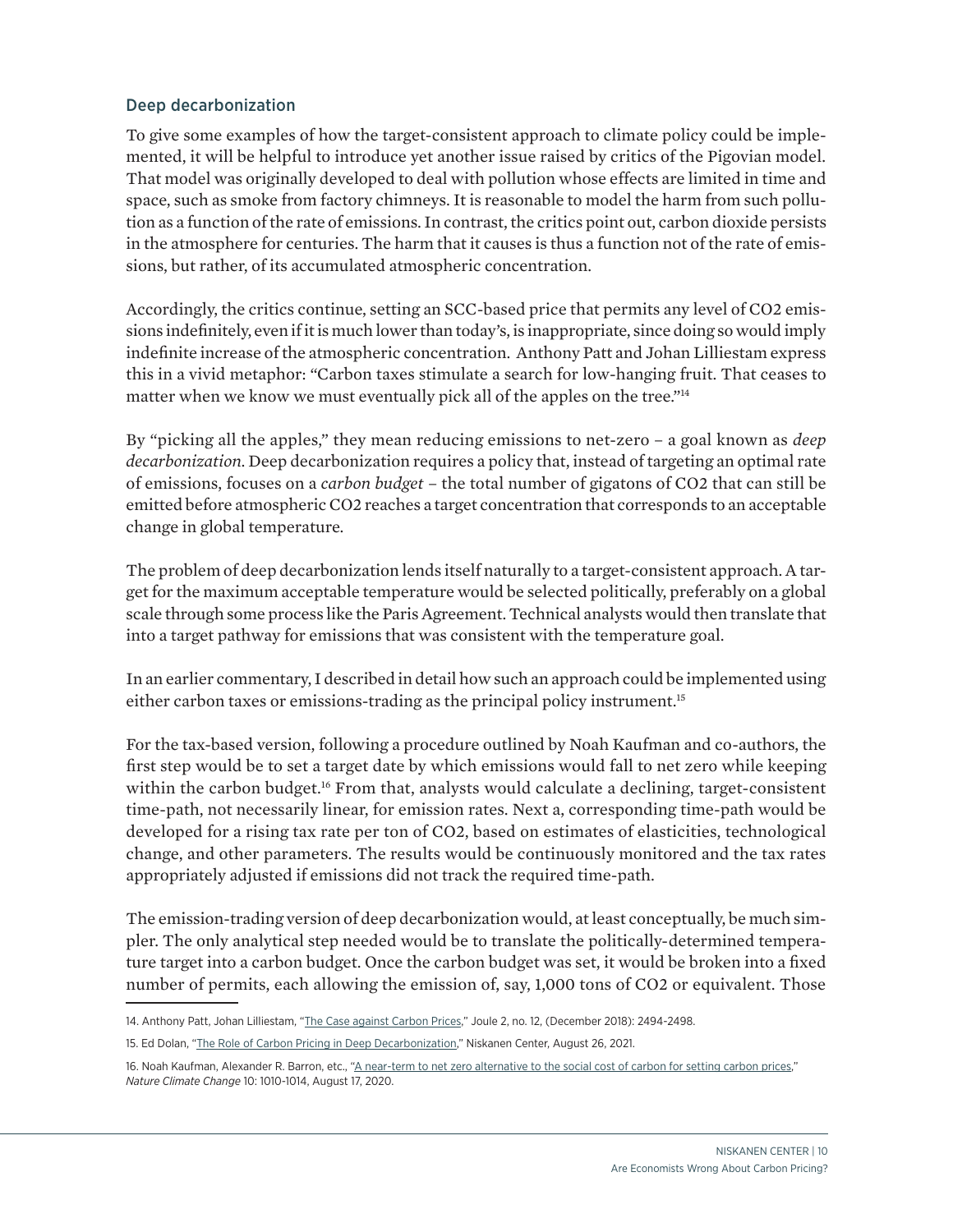### Deep decarbonization

To give some examples of how the target-consistent approach to climate policy could be implemented, it will be helpful to introduce yet another issue raised by critics of the Pigovian model. That model was originally developed to deal with pollution whose effects are limited in time and space, such as smoke from factory chimneys. It is reasonable to model the harm from such pollution as a function of the rate of emissions. In contrast, the critics point out, carbon dioxide persists in the atmosphere for centuries. The harm that it causes is thus a function not of the rate of emissions, but rather, of its accumulated atmospheric concentration.

Accordingly, the critics continue, setting an SCC-based price that permits any level of $CO_2$ emissions indefinitely, even if it is much lower than today's, is inappropriate, since doing so would imply indefinite increase of the atmospheric concentration. Anthony Patt and Johan Lilliestam express this in a vivid metaphor: "Carbon taxes stimulate a search for low-hanging fruit. That ceases to matter when we know we must eventually pick all of the apples on the tree."[14]

By "picking all the apples," they mean reducing emissions to net-zero – a goal known as *deep decarbonization*. Deep decarbonization requires a policy that, instead of targeting an optimal rate of emissions, focuses on a *carbon budget* – the total number of gigatons of $CO_2$ that can still be emitted before atmospheric $CO_2$ reaches a target concentration that corresponds to an acceptable change in global temperature.

The problem of deep decarbonization lends itself naturally to a target-consistent approach. A target for the maximum acceptable temperature would be selected politically, preferably on a global scale through some process like the Paris Agreement. Technical analysts would then translate that into a target pathway for emissions that was consistent with the temperature goal.

In an earlier commentary, I described in detail how such an approach could be implemented using either carbon taxes or emissions-trading as the principal policy instrument.[15]

For the tax-based version, following a procedure outlined by Noah Kaufman and co-authors, the first step would be to set a target date by which emissions would fall to net zero while keeping within the carbon budget.[16] From that, analysts would calculate a declining, target-consistent time-path, not necessarily linear, for emission rates. Next a, corresponding time-path would be developed for a rising tax rate per ton of $CO_2$, based on estimates of elasticities, technological change, and other parameters. The results would be continuously monitored and the tax rates appropriately adjusted if emissions did not track the required time-path.

The emission-trading version of deep decarbonization would, at least conceptually, be much simpler. The only analytical step needed would be to translate the politically-determined temperature target into a carbon budget. Once the carbon budget was set, it would be broken into a fixed number of permits, each allowing the emission of, say, 1,000 tons of $CO_2$ or equivalent. Those

---

14. Anthony Patt, Johan Lilliestam, "The Case against Carbon Prices," Joule 2, no. 12, (December 2018): 2494-2498.

15. Ed Dolan, "The Role of Carbon Pricing in Deep Decarbonization," Niskanen Center, August 26, 2021.

16. Noah Kaufman, Alexander R. Barron, etc., "A near-term to net zero alternative to the social cost of carbon for setting carbon prices," *Nature Climate Change* 10: 1010-1014, August 17, 2020.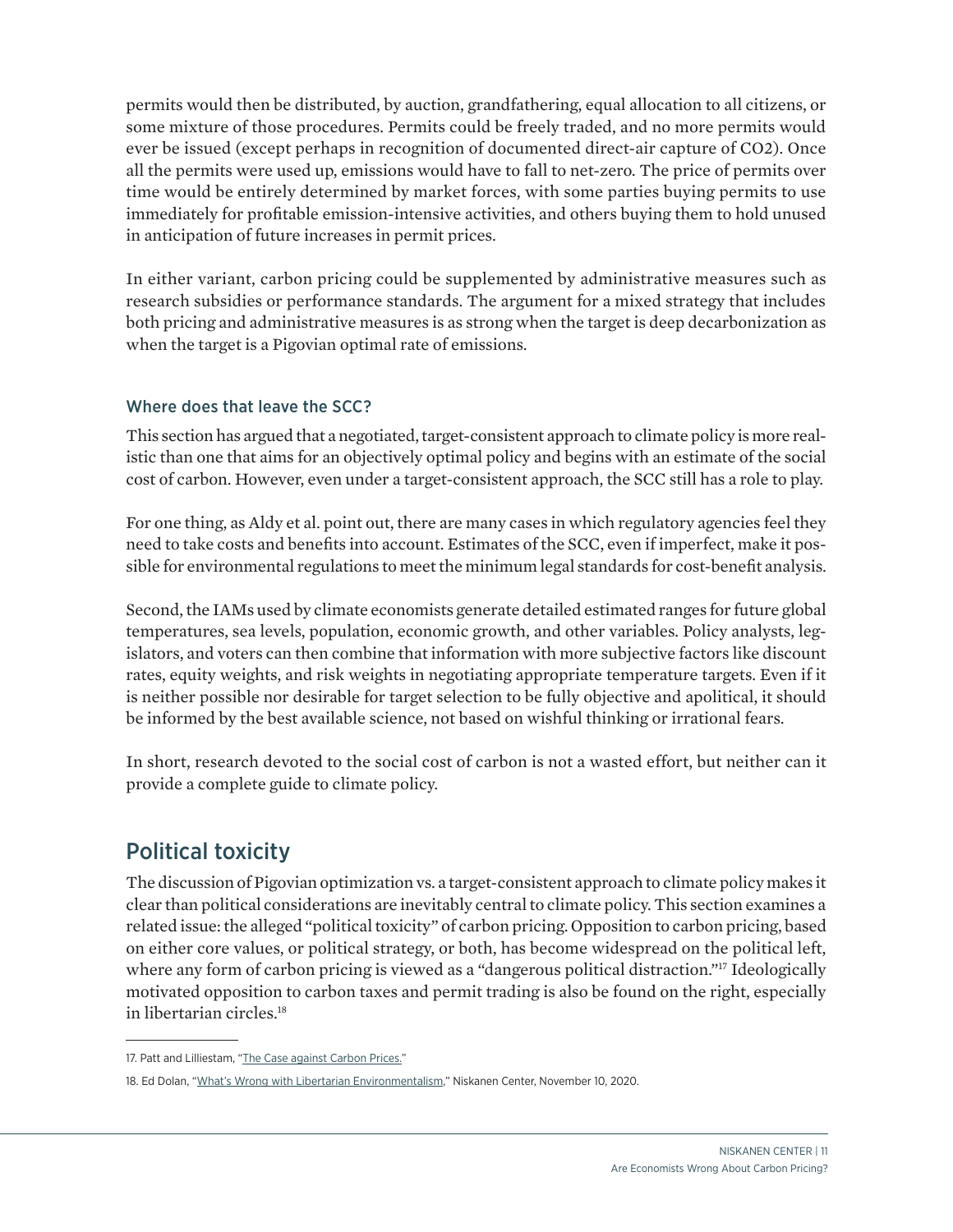permits would then be distributed, by auction, grandfathering, equal allocation to all citizens, or some mixture of those procedures. Permits could be freely traded, and no more permits would ever be issued (except perhaps in recognition of documented direct-air capture of CO2). Once all the permits were used up, emissions would have to fall to net-zero. The price of permits over time would be entirely determined by market forces, with some parties buying permits to use immediately for profitable emission-intensive activities, and others buying them to hold unused in anticipation of future increases in permit prices.

In either variant, carbon pricing could be supplemented by administrative measures such as research subsidies or performance standards. The argument for a mixed strategy that includes both pricing and administrative measures is as strong when the target is deep decarbonization as when the target is a Pigovian optimal rate of emissions.

### Where does that leave the SCC?

This section has argued that a negotiated, target-consistent approach to climate policy is more realistic than one that aims for an objectively optimal policy and begins with an estimate of the social cost of carbon. However, even under a target-consistent approach, the SCC still has a role to play.

For one thing, as Aldy et al. point out, there are many cases in which regulatory agencies feel they need to take costs and benefits into account. Estimates of the SCC, even if imperfect, make it possible for environmental regulations to meet the minimum legal standards for cost-benefit analysis.

Second, the IAMs used by climate economists generate detailed estimated ranges for future global temperatures, sea levels, population, economic growth, and other variables. Policy analysts, legislators, and voters can then combine that information with more subjective factors like discount rates, equity weights, and risk weights in negotiating appropriate temperature targets. Even if it is neither possible nor desirable for target selection to be fully objective and apolitical, it should be informed by the best available science, not based on wishful thinking or irrational fears.

In short, research devoted to the social cost of carbon is not a wasted effort, but neither can it provide a complete guide to climate policy.

## Political toxicity

The discussion of Pigovian optimization vs. a target-consistent approach to climate policy makes it clear than political considerations are inevitably central to climate policy. This section examines a related issue: the alleged "political toxicity" of carbon pricing. Opposition to carbon pricing, based on either core values, or political strategy, or both, has become widespread on the political left, where any form of carbon pricing is viewed as a "dangerous political distraction."[17] Ideologically motivated opposition to carbon taxes and permit trading is also be found on the right, especially in libertarian circles.[18]

---

17. Patt and Lilliestam, "The Case against Carbon Prices."

18. Ed Dolan, "What's Wrong with Libertarian Environmentalism," Niskanen Center, November 10, 2020.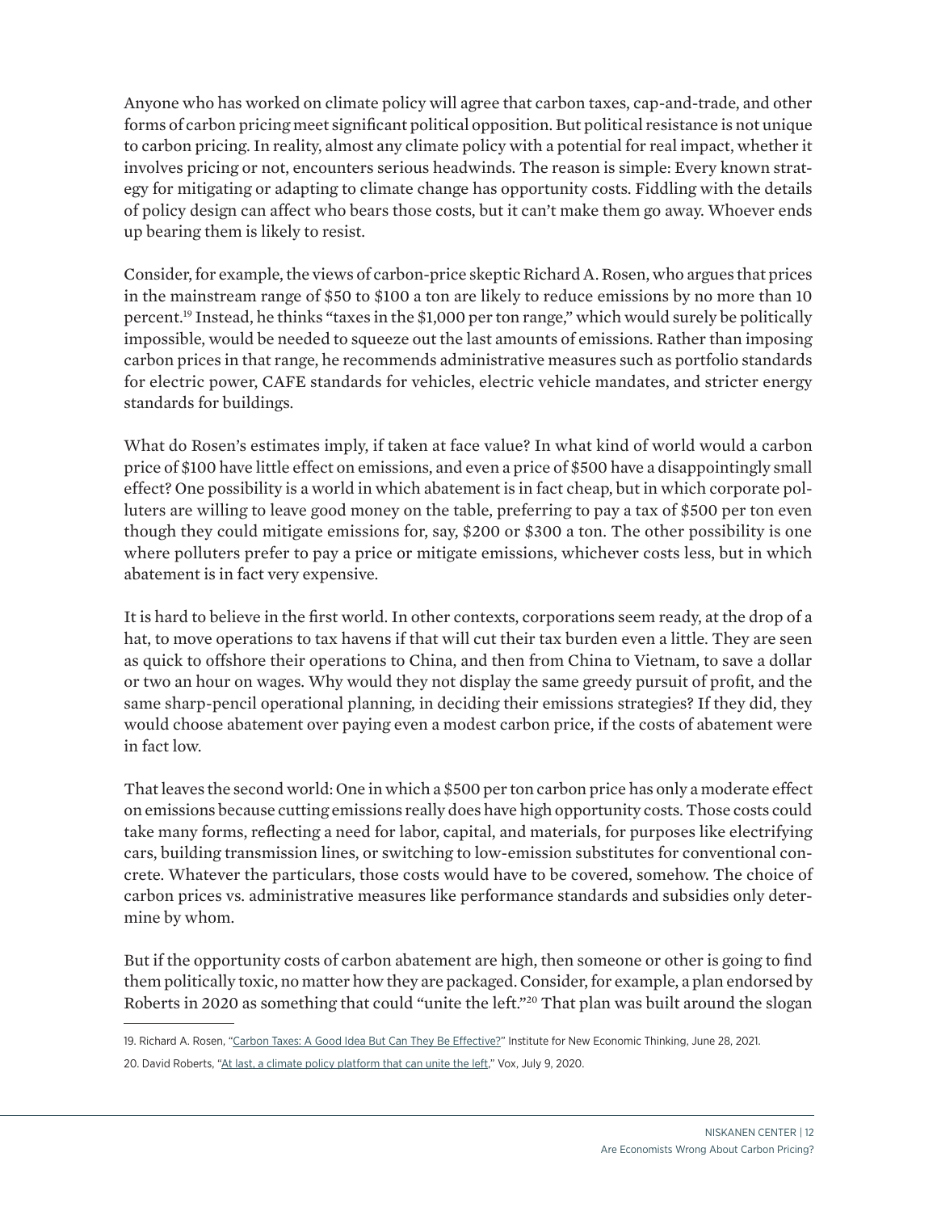Anyone who has worked on climate policy will agree that carbon taxes, cap-and-trade, and other forms of carbon pricing meet significant political opposition. But political resistance is not unique to carbon pricing. In reality, almost any climate policy with a potential for real impact, whether it involves pricing or not, encounters serious headwinds. The reason is simple: Every known strategy for mitigating or adapting to climate change has opportunity costs. Fiddling with the details of policy design can affect who bears those costs, but it can't make them go away. Whoever ends up bearing them is likely to resist.

Consider, for example, the views of carbon-price skeptic Richard A. Rosen, who argues that prices in the mainstream range of $50 to $100 a ton are likely to reduce emissions by no more than 10 percent.[19] Instead, he thinks "taxes in the $1,000 per ton range," which would surely be politically impossible, would be needed to squeeze out the last amounts of emissions. Rather than imposing carbon prices in that range, he recommends administrative measures such as portfolio standards for electric power, CAFE standards for vehicles, electric vehicle mandates, and stricter energy standards for buildings.

What do Rosen's estimates imply, if taken at face value? In what kind of world would a carbon price of $100 have little effect on emissions, and even a price of $500 have a disappointingly small effect? One possibility is a world in which abatement is in fact cheap, but in which corporate polluters are willing to leave good money on the table, preferring to pay a tax of $500 per ton even though they could mitigate emissions for, say, $200 or $300 a ton. The other possibility is one where polluters prefer to pay a price or mitigate emissions, whichever costs less, but in which abatement is in fact very expensive.

It is hard to believe in the first world. In other contexts, corporations seem ready, at the drop of a hat, to move operations to tax havens if that will cut their tax burden even a little. They are seen as quick to offshore their operations to China, and then from China to Vietnam, to save a dollar or two an hour on wages. Why would they not display the same greedy pursuit of profit, and the same sharp-pencil operational planning, in deciding their emissions strategies? If they did, they would choose abatement over paying even a modest carbon price, if the costs of abatement were in fact low.

That leaves the second world: One in which a $500 per ton carbon price has only a moderate effect on emissions because cutting emissions really does have high opportunity costs. Those costs could take many forms, reflecting a need for labor, capital, and materials, for purposes like electrifying cars, building transmission lines, or switching to low-emission substitutes for conventional concrete. Whatever the particulars, those costs would have to be covered, somehow. The choice of carbon prices vs. administrative measures like performance standards and subsidies only determine by whom.

But if the opportunity costs of carbon abatement are high, then someone or other is going to find them politically toxic, no matter how they are packaged. Consider, for example, a plan endorsed by Roberts in 2020 as something that could "unite the left."[20] That plan was built around the slogan

---

19. Richard A. Rosen, "Carbon Taxes: A Good Idea But Can They Be Effective?" Institute for New Economic Thinking, June 28, 2021.

20. David Roberts, "At last, a climate policy platform that can unite the left," Vox, July 9, 2020.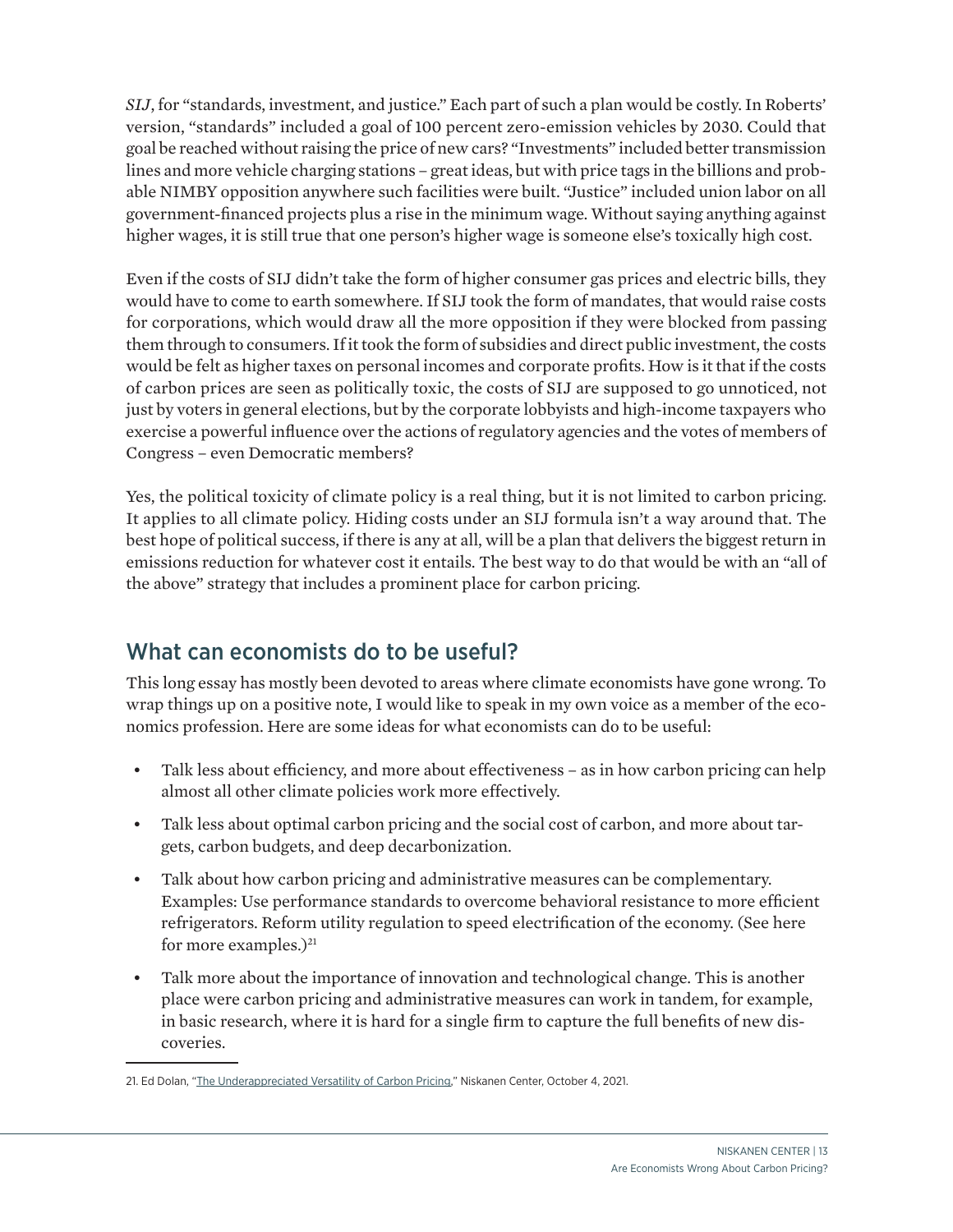*SIJ*, for "standards, investment, and justice." Each part of such a plan would be costly. In Roberts' version, "standards" included a goal of 100 percent zero-emission vehicles by 2030. Could that goal be reached without raising the price of new cars? "Investments" included better transmission lines and more vehicle charging stations – great ideas, but with price tags in the billions and probable NIMBY opposition anywhere such facilities were built. "Justice" included union labor on all government-financed projects plus a rise in the minimum wage. Without saying anything against higher wages, it is still true that one person's higher wage is someone else's toxically high cost.

Even if the costs of SIJ didn't take the form of higher consumer gas prices and electric bills, they would have to come to earth somewhere. If SIJ took the form of mandates, that would raise costs for corporations, which would draw all the more opposition if they were blocked from passing them through to consumers. If it took the form of subsidies and direct public investment, the costs would be felt as higher taxes on personal incomes and corporate profits. How is it that if the costs of carbon prices are seen as politically toxic, the costs of SIJ are supposed to go unnoticed, not just by voters in general elections, but by the corporate lobbyists and high-income taxpayers who exercise a powerful influence over the actions of regulatory agencies and the votes of members of Congress – even Democratic members?

Yes, the political toxicity of climate policy is a real thing, but it is not limited to carbon pricing. It applies to all climate policy. Hiding costs under an SIJ formula isn't a way around that. The best hope of political success, if there is any at all, will be a plan that delivers the biggest return in emissions reduction for whatever cost it entails. The best way to do that would be with an "all of the above" strategy that includes a prominent place for carbon pricing.

## What can economists do to be useful?

This long essay has mostly been devoted to areas where climate economists have gone wrong. To wrap things up on a positive note, I would like to speak in my own voice as a member of the economics profession. Here are some ideas for what economists can do to be useful:

- Talk less about efficiency, and more about effectiveness – as in how carbon pricing can help almost all other climate policies work more effectively.
- Talk less about optimal carbon pricing and the social cost of carbon, and more about targets, carbon budgets, and deep decarbonization.
- Talk about how carbon pricing and administrative measures can be complementary. Examples: Use performance standards to overcome behavioral resistance to more efficient refrigerators. Reform utility regulation to speed electrification of the economy. (See here for more examples.)[21]
- Talk more about the importance of innovation and technological change. This is another place were carbon pricing and administrative measures can work in tandem, for example, in basic research, where it is hard for a single firm to capture the full benefits of new discoveries.

21. Ed Dolan, "The Underappreciated Versatility of Carbon Pricing," Niskanen Center, October 4, 2021.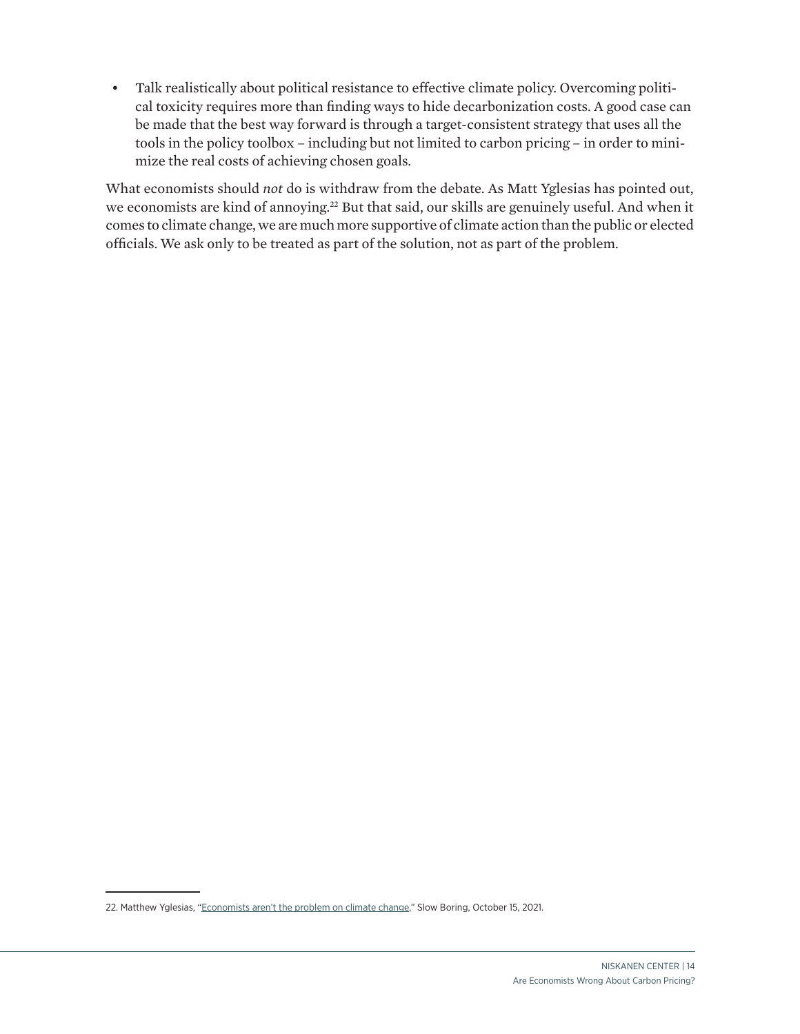- Talk realistically about political resistance to effective climate policy. Overcoming political toxicity requires more than finding ways to hide decarbonization costs. A good case can be made that the best way forward is through a target-consistent strategy that uses all the tools in the policy toolbox – including but not limited to carbon pricing – in order to minimize the real costs of achieving chosen goals.

What economists should *not* do is withdraw from the debate. As Matt Yglesias has pointed out, we economists are kind of annoying.[22] But that said, our skills are genuinely useful. And when it comes to climate change, we are much more supportive of climate action than the public or elected officials. We ask only to be treated as part of the solution, not as part of the problem.

22. Matthew Yglesias, "Economists aren't the problem on climate change," Slow Boring, October 15, 2021.